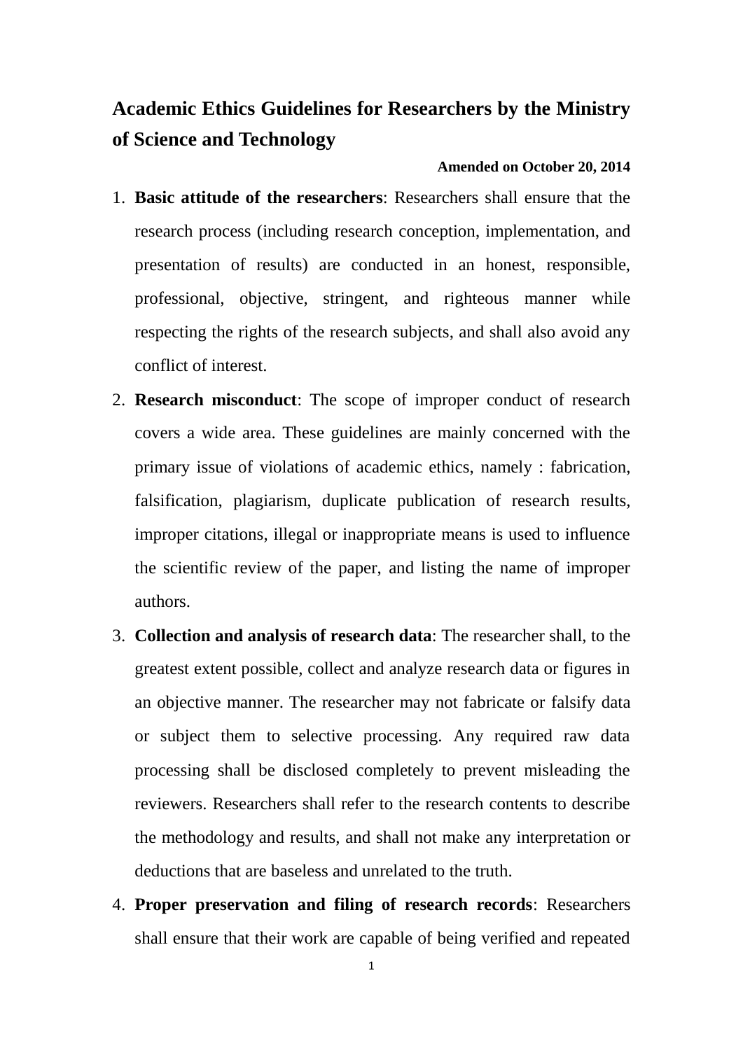# Academic Ethics Guidelines for Researchers by the Ministry of Science and Technology

**Amended on October 20, 2014**

1. **Basic attitude of the researchers**: Researchers shall ensure that the research process (including research conception, implementation, and presentation of results) are conducted in an honest, responsible, professional, objective, stringent, and righteous manner while respecting the rights of the research subjects, and shall also avoid any conflict of interest.
2. **Research misconduct**: The scope of improper conduct of research covers a wide area. These guidelines are mainly concerned with the primary issue of violations of academic ethics, namely : fabrication, falsification, plagiarism, duplicate publication of research results, improper citations, illegal or inappropriate means is used to influence the scientific review of the paper, and listing the name of improper authors.
3. **Collection and analysis of research data**: The researcher shall, to the greatest extent possible, collect and analyze research data or figures in an objective manner. The researcher may not fabricate or falsify data or subject them to selective processing. Any required raw data processing shall be disclosed completely to prevent misleading the reviewers. Researchers shall refer to the research contents to describe the methodology and results, and shall not make any interpretation or deductions that are baseless and unrelated to the truth.
4. **Proper preservation and filing of research records**: Researchers shall ensure that their work are capable of being verified and repeated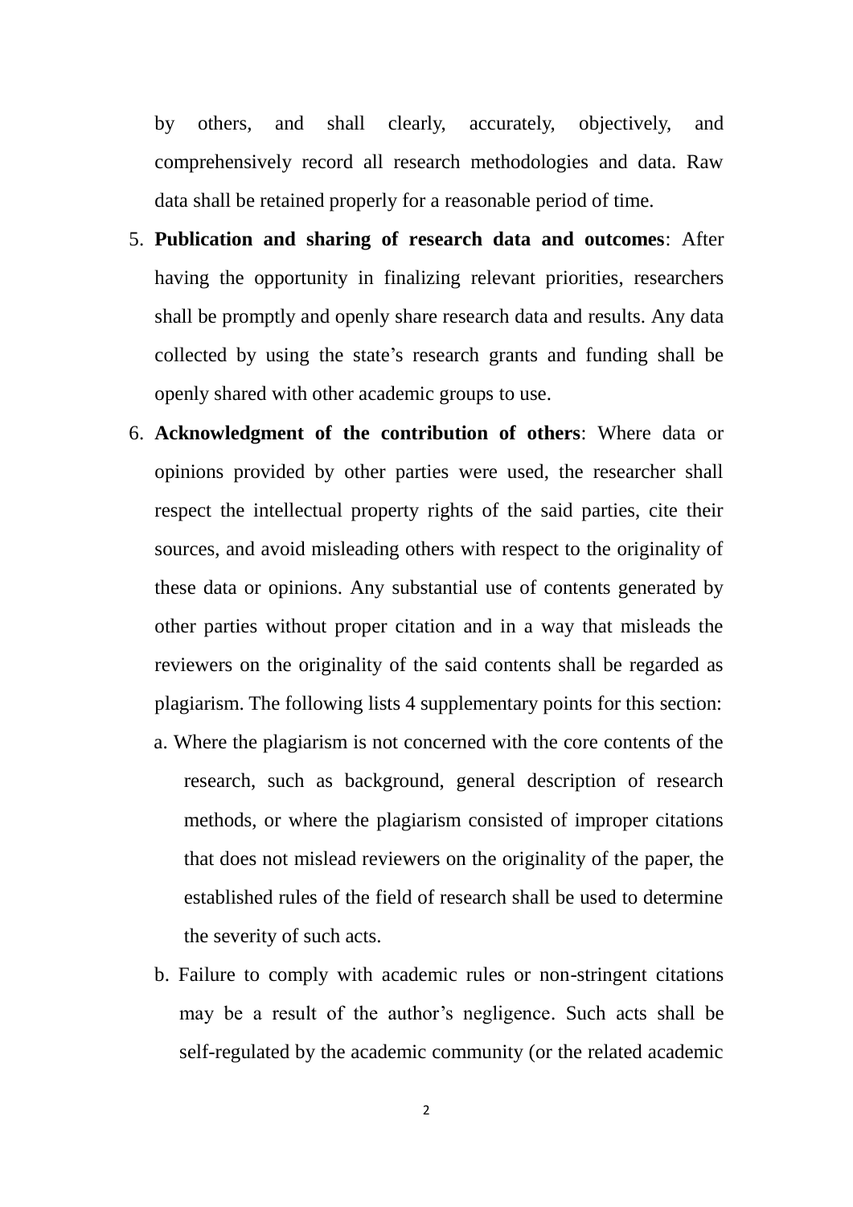by others, and shall clearly, accurately, objectively, and comprehensively record all research methodologies and data. Raw data shall be retained properly for a reasonable period of time.

5. **Publication and sharing of research data and outcomes**: After having the opportunity in finalizing relevant priorities, researchers shall be promptly and openly share research data and results. Any data collected by using the state's research grants and funding shall be openly shared with other academic groups to use.

6. **Acknowledgment of the contribution of others**: Where data or opinions provided by other parties were used, the researcher shall respect the intellectual property rights of the said parties, cite their sources, and avoid misleading others with respect to the originality of these data or opinions. Any substantial use of contents generated by other parties without proper citation and in a way that misleads the reviewers on the originality of the said contents shall be regarded as plagiarism. The following lists 4 supplementary points for this section:

   a. Where the plagiarism is not concerned with the core contents of the research, such as background, general description of research methods, or where the plagiarism consisted of improper citations that does not mislead reviewers on the originality of the paper, the established rules of the field of research shall be used to determine the severity of such acts.

   b. Failure to comply with academic rules or non-stringent citations may be a result of the author's negligence. Such acts shall be self-regulated by the academic community (or the related academic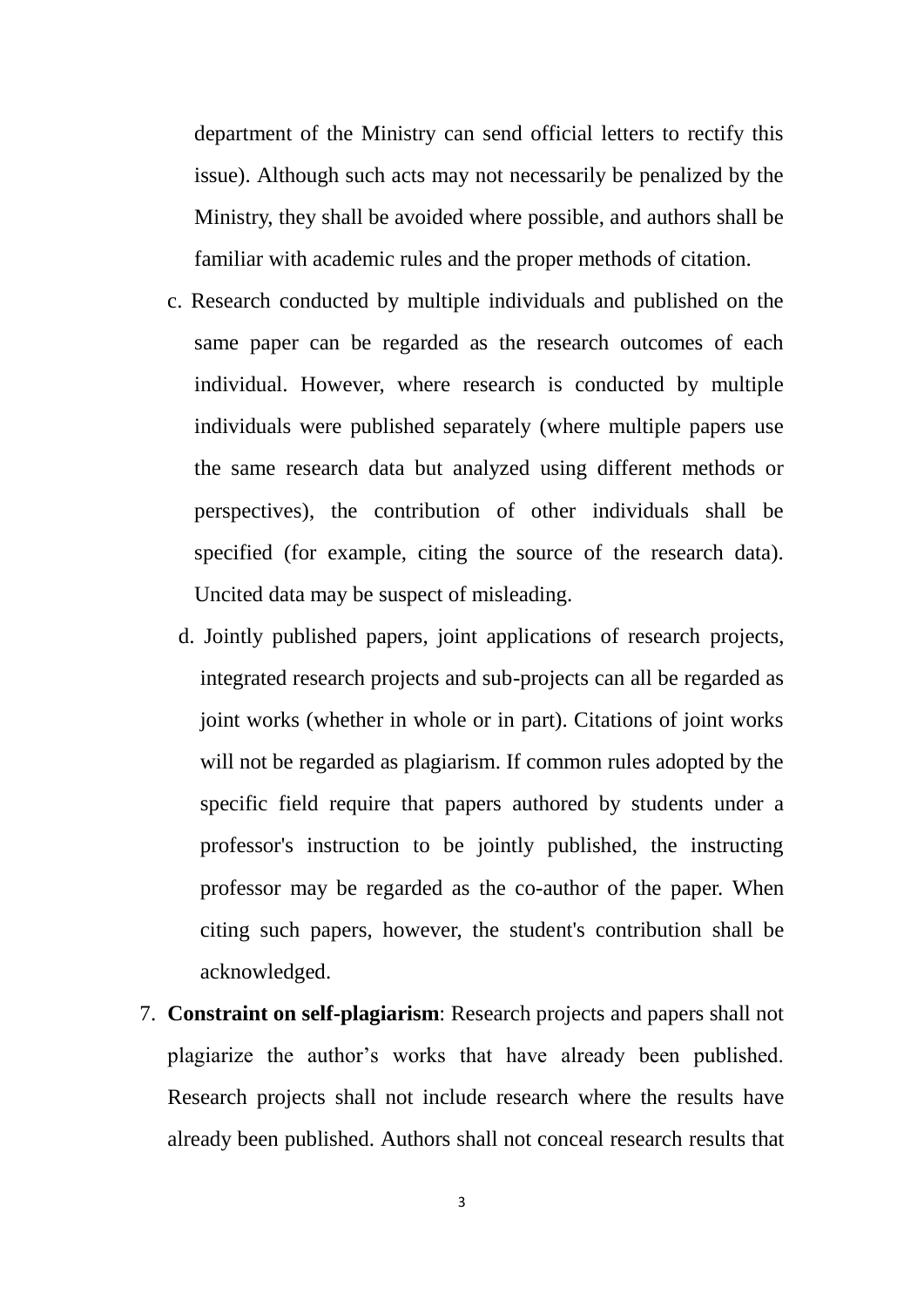department of the Ministry can send official letters to rectify this issue). Although such acts may not necessarily be penalized by the Ministry, they shall be avoided where possible, and authors shall be familiar with academic rules and the proper methods of citation.

c. Research conducted by multiple individuals and published on the same paper can be regarded as the research outcomes of each individual. However, where research is conducted by multiple individuals were published separately (where multiple papers use the same research data but analyzed using different methods or perspectives), the contribution of other individuals shall be specified (for example, citing the source of the research data). Uncited data may be suspect of misleading.

d. Jointly published papers, joint applications of research projects, integrated research projects and sub-projects can all be regarded as joint works (whether in whole or in part). Citations of joint works will not be regarded as plagiarism. If common rules adopted by the specific field require that papers authored by students under a professor's instruction to be jointly published, the instructing professor may be regarded as the co-author of the paper. When citing such papers, however, the student's contribution shall be acknowledged.

7. **Constraint on self-plagiarism**: Research projects and papers shall not plagiarize the author's works that have already been published. Research projects shall not include research where the results have already been published. Authors shall not conceal research results that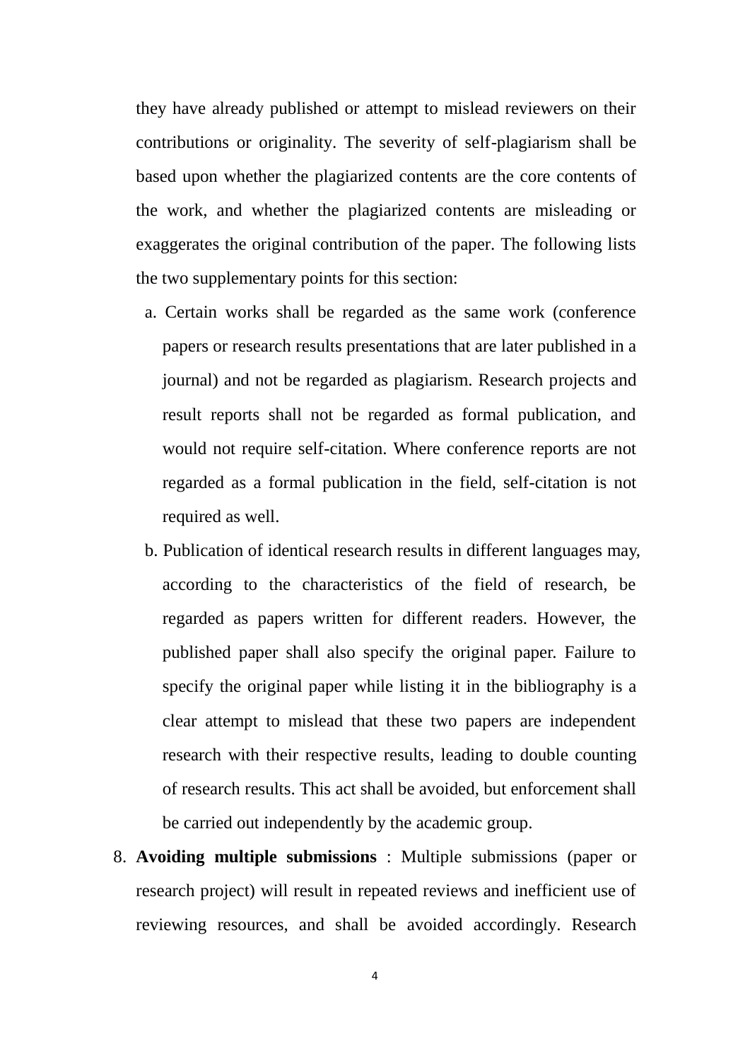they have already published or attempt to mislead reviewers on their contributions or originality. The severity of self-plagiarism shall be based upon whether the plagiarized contents are the core contents of the work, and whether the plagiarized contents are misleading or exaggerates the original contribution of the paper. The following lists the two supplementary points for this section:

a. Certain works shall be regarded as the same work (conference papers or research results presentations that are later published in a journal) and not be regarded as plagiarism. Research projects and result reports shall not be regarded as formal publication, and would not require self-citation. Where conference reports are not regarded as a formal publication in the field, self-citation is not required as well.

b. Publication of identical research results in different languages may, according to the characteristics of the field of research, be regarded as papers written for different readers. However, the published paper shall also specify the original paper. Failure to specify the original paper while listing it in the bibliography is a clear attempt to mislead that these two papers are independent research with their respective results, leading to double counting of research results. This act shall be avoided, but enforcement shall be carried out independently by the academic group.

8. **Avoiding multiple submissions** : Multiple submissions (paper or research project) will result in repeated reviews and inefficient use of reviewing resources, and shall be avoided accordingly. Research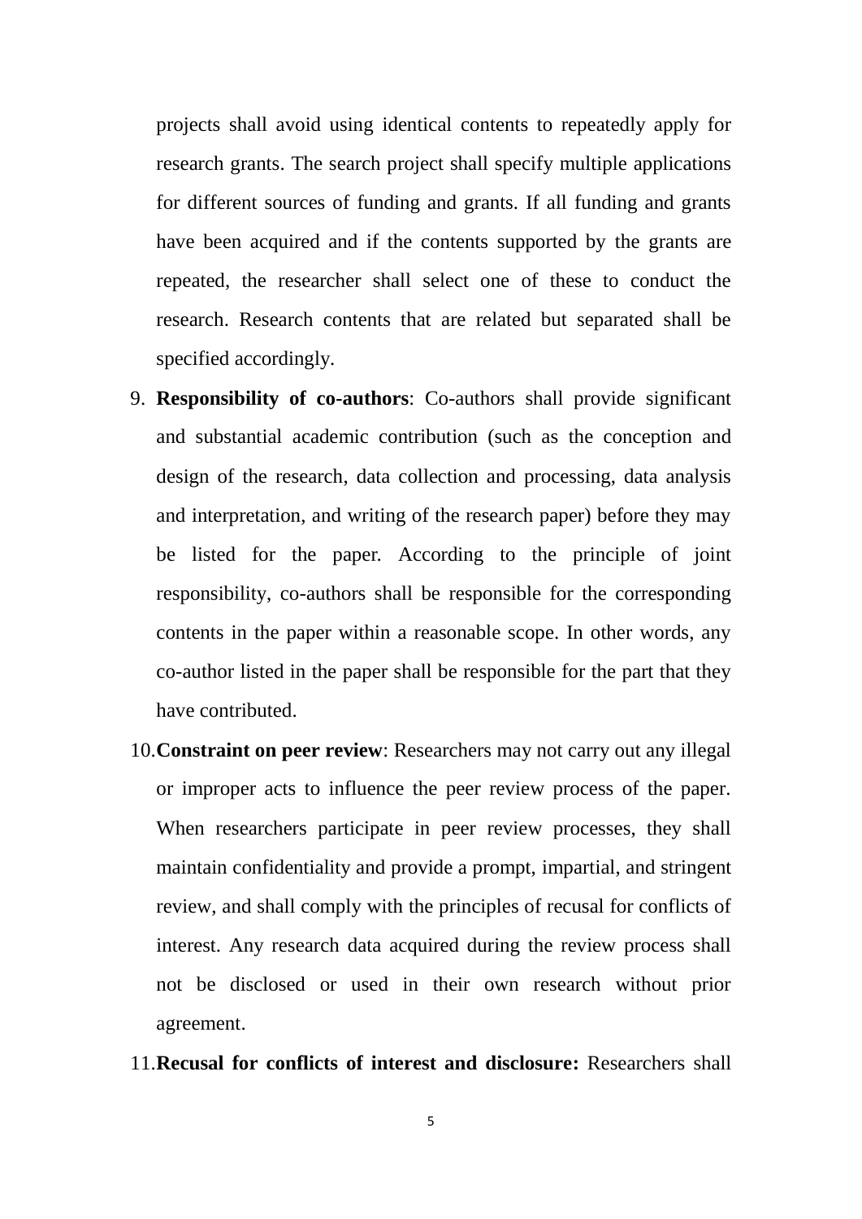projects shall avoid using identical contents to repeatedly apply for research grants. The search project shall specify multiple applications for different sources of funding and grants. If all funding and grants have been acquired and if the contents supported by the grants are repeated, the researcher shall select one of these to conduct the research. Research contents that are related but separated shall be specified accordingly.

9. **Responsibility of co-authors**: Co-authors shall provide significant and substantial academic contribution (such as the conception and design of the research, data collection and processing, data analysis and interpretation, and writing of the research paper) before they may be listed for the paper. According to the principle of joint responsibility, co-authors shall be responsible for the corresponding contents in the paper within a reasonable scope. In other words, any co-author listed in the paper shall be responsible for the part that they have contributed.
10. **Constraint on peer review**: Researchers may not carry out any illegal or improper acts to influence the peer review process of the paper. When researchers participate in peer review processes, they shall maintain confidentiality and provide a prompt, impartial, and stringent review, and shall comply with the principles of recusal for conflicts of interest. Any research data acquired during the review process shall not be disclosed or used in their own research without prior agreement.
11. **Recusal for conflicts of interest and disclosure:** Researchers shall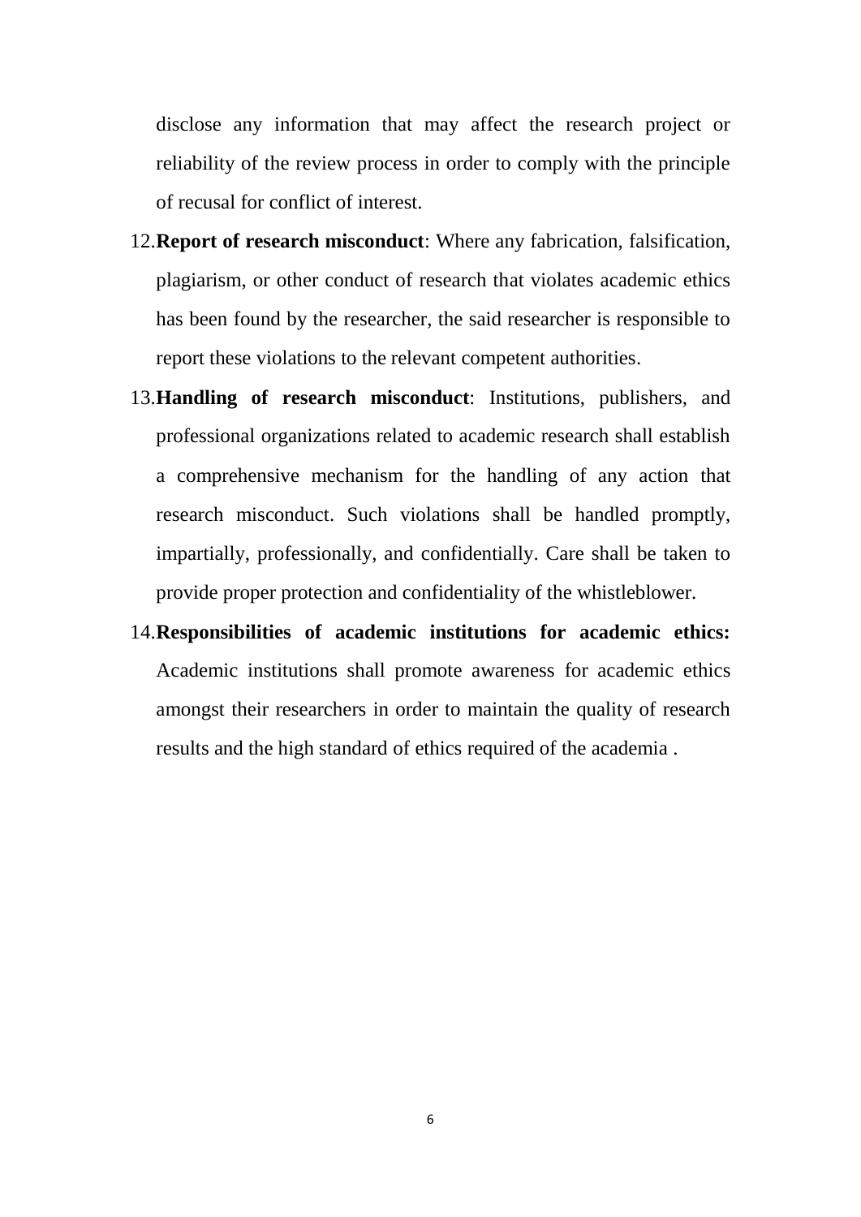disclose any information that may affect the research project or reliability of the review process in order to comply with the principle of recusal for conflict of interest.

12. **Report of research misconduct**: Where any fabrication, falsification, plagiarism, or other conduct of research that violates academic ethics has been found by the researcher, the said researcher is responsible to report these violations to the relevant competent authorities.

13. **Handling of research misconduct**: Institutions, publishers, and professional organizations related to academic research shall establish a comprehensive mechanism for the handling of any action that research misconduct. Such violations shall be handled promptly, impartially, professionally, and confidentially. Care shall be taken to provide proper protection and confidentiality of the whistleblower.

14. **Responsibilities of academic institutions for academic ethics:** Academic institutions shall promote awareness for academic ethics amongst their researchers in order to maintain the quality of research results and the high standard of ethics required of the academia .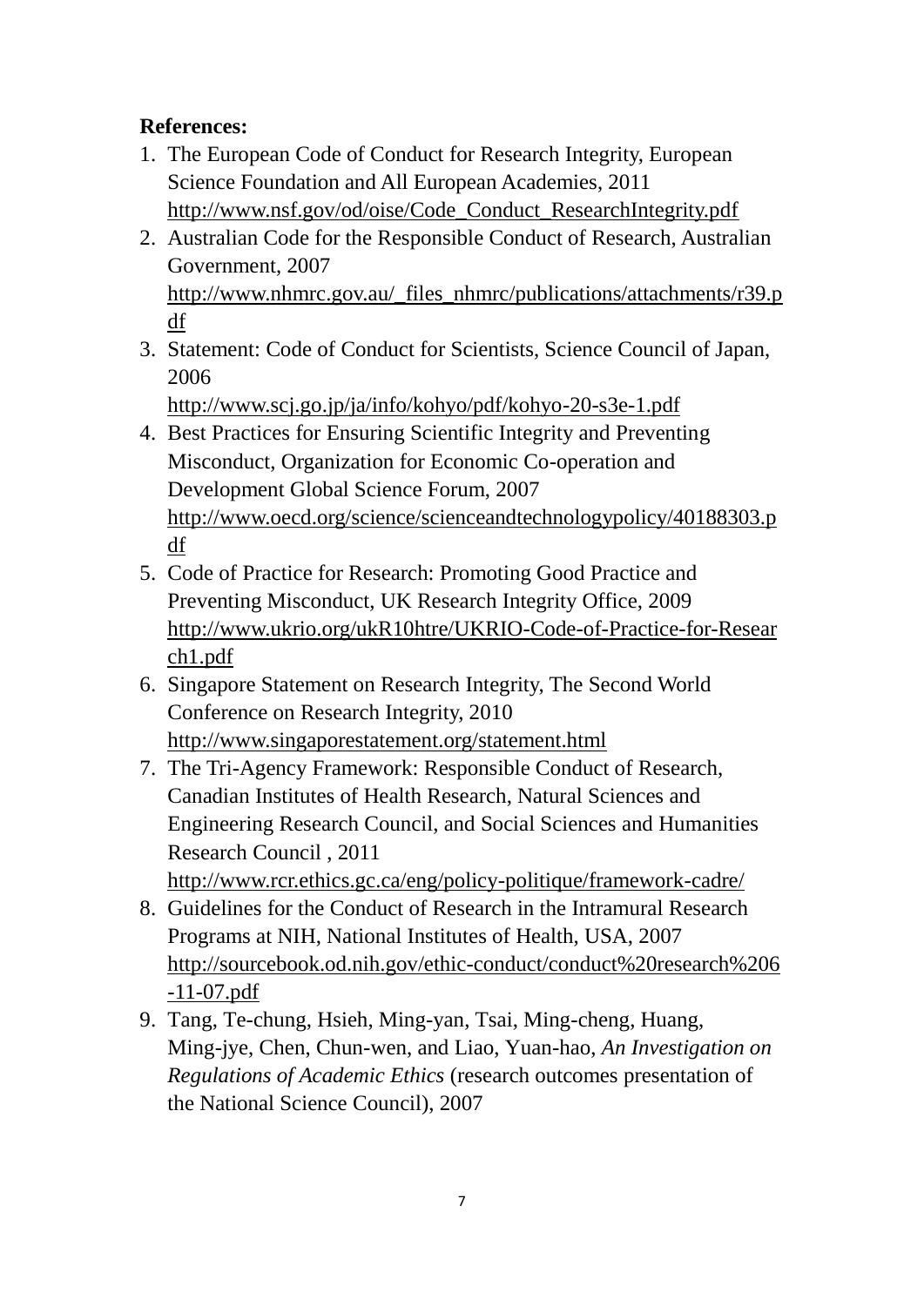**References:**

1. The European Code of Conduct for Research Integrity, European Science Foundation and All European Academies, 2011 http://www.nsf.gov/od/oise/Code_Conduct_ResearchIntegrity.pdf
2. Australian Code for the Responsible Conduct of Research, Australian Government, 2007 http://www.nhmrc.gov.au/_files_nhmrc/publications/attachments/r39.pdf
3. Statement: Code of Conduct for Scientists, Science Council of Japan, 2006 http://www.scj.go.jp/ja/info/kohyo/pdf/kohyo-20-s3e-1.pdf
4. Best Practices for Ensuring Scientific Integrity and Preventing Misconduct, Organization for Economic Co-operation and Development Global Science Forum, 2007 http://www.oecd.org/science/scienceandtechnologypolicy/40188303.pdf
5. Code of Practice for Research: Promoting Good Practice and Preventing Misconduct, UK Research Integrity Office, 2009 http://www.ukrio.org/ukR10htre/UKRIO-Code-of-Practice-for-Research1.pdf
6. Singapore Statement on Research Integrity, The Second World Conference on Research Integrity, 2010 http://www.singaporestatement.org/statement.html
7. The Tri-Agency Framework: Responsible Conduct of Research, Canadian Institutes of Health Research, Natural Sciences and Engineering Research Council, and Social Sciences and Humanities Research Council , 2011 http://www.rcr.ethics.gc.ca/eng/policy-politique/framework-cadre/
8. Guidelines for the Conduct of Research in the Intramural Research Programs at NIH, National Institutes of Health, USA, 2007 http://sourcebook.od.nih.gov/ethic-conduct/conduct%20research%206-11-07.pdf
9. Tang, Te-chung, Hsieh, Ming-yan, Tsai, Ming-cheng, Huang, Ming-jye, Chen, Chun-wen, and Liao, Yuan-hao, *An Investigation on Regulations of Academic Ethics* (research outcomes presentation of the National Science Council), 2007